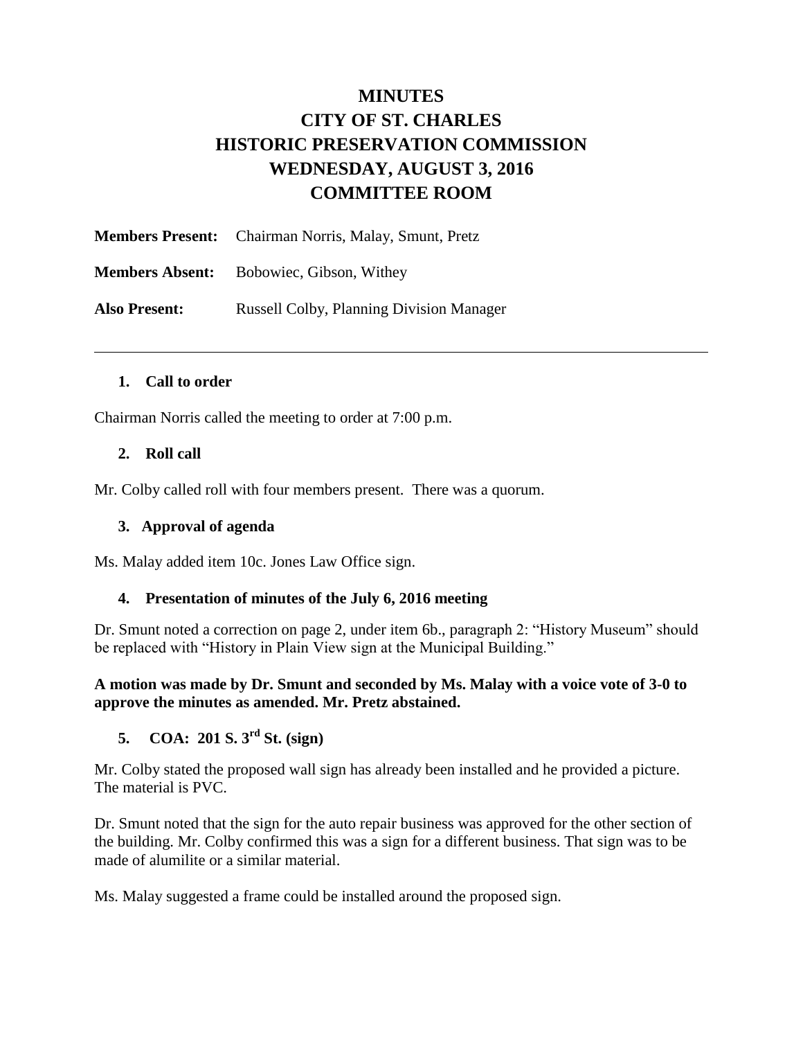# MINUTES
# CITY OF ST. CHARLES
# HISTORIC PRESERVATION COMMISSION
# WEDNESDAY, AUGUST 3, 2016
# COMMITTEE ROOM

**Members Present:** Chairman Norris, Malay, Smunt, Pretz

**Members Absent:** Bobowiec, Gibson, Withey

**Also Present:** Russell Colby, Planning Division Manager

---

### 1. Call to order

Chairman Norris called the meeting to order at 7:00 p.m.

### 2. Roll call

Mr. Colby called roll with four members present. There was a quorum.

### 3. Approval of agenda

Ms. Malay added item 10c. Jones Law Office sign.

### 4. Presentation of minutes of the July 6, 2016 meeting

Dr. Smunt noted a correction on page 2, under item 6b., paragraph 2: "History Museum" should be replaced with "History in Plain View sign at the Municipal Building."

**A motion was made by Dr. Smunt and seconded by Ms. Malay with a voice vote of 3-0 to approve the minutes as amended. Mr. Pretz abstained.**

### 5. COA: 201 S. 3rd St. (sign)

Mr. Colby stated the proposed wall sign has already been installed and he provided a picture. The material is PVC.

Dr. Smunt noted that the sign for the auto repair business was approved for the other section of the building. Mr. Colby confirmed this was a sign for a different business. That sign was to be made of alumilite or a similar material.

Ms. Malay suggested a frame could be installed around the proposed sign.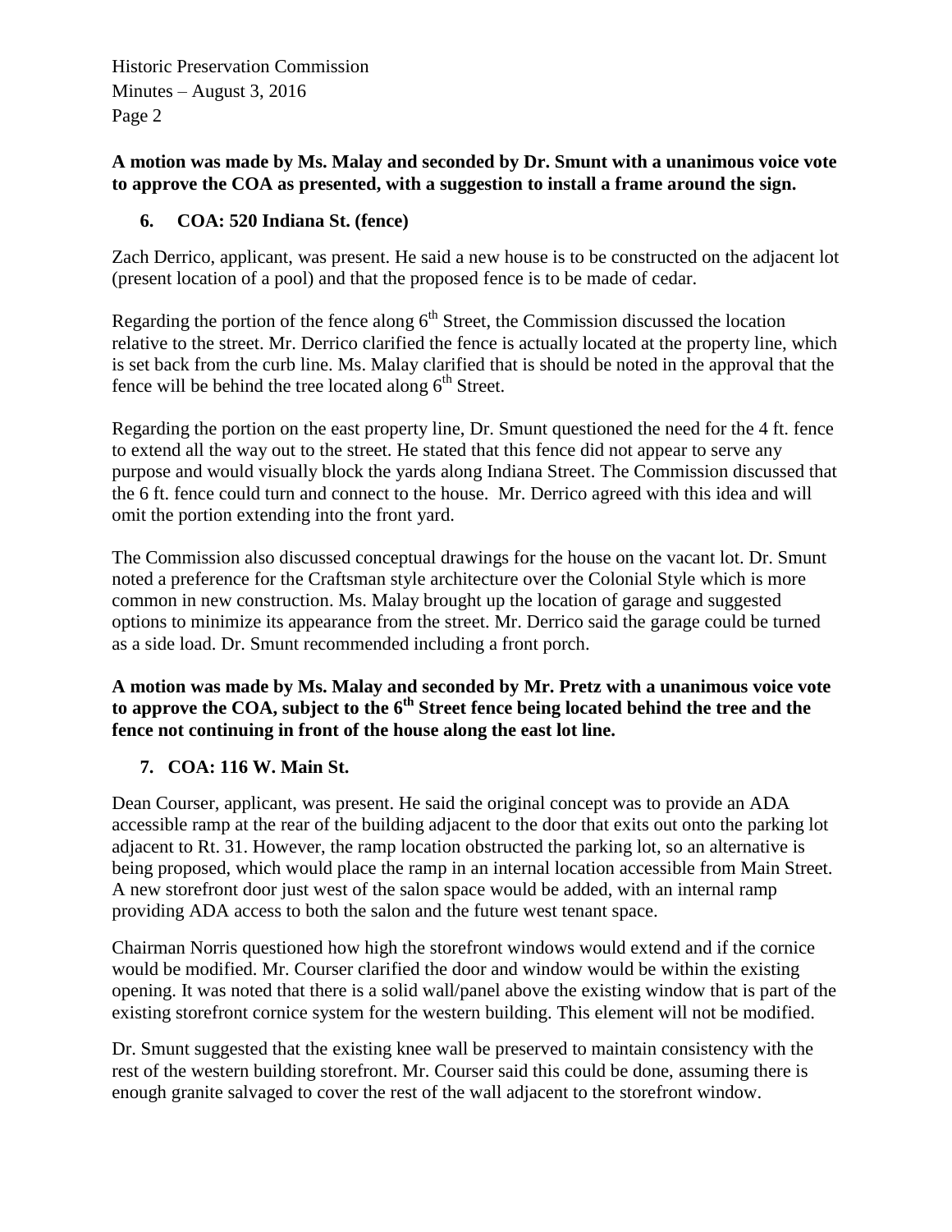**A motion was made by Ms. Malay and seconded by Dr. Smunt with a unanimous voice vote to approve the COA as presented, with a suggestion to install a frame around the sign.**

### 6. COA: 520 Indiana St. (fence)

Zach Derrico, applicant, was present. He said a new house is to be constructed on the adjacent lot (present location of a pool) and that the proposed fence is to be made of cedar.

Regarding the portion of the fence along 6th Street, the Commission discussed the location relative to the street. Mr. Derrico clarified the fence is actually located at the property line, which is set back from the curb line. Ms. Malay clarified that is should be noted in the approval that the fence will be behind the tree located along 6th Street.

Regarding the portion on the east property line, Dr. Smunt questioned the need for the 4 ft. fence to extend all the way out to the street. He stated that this fence did not appear to serve any purpose and would visually block the yards along Indiana Street. The Commission discussed that the 6 ft. fence could turn and connect to the house. Mr. Derrico agreed with this idea and will omit the portion extending into the front yard.

The Commission also discussed conceptual drawings for the house on the vacant lot. Dr. Smunt noted a preference for the Craftsman style architecture over the Colonial Style which is more common in new construction. Ms. Malay brought up the location of garage and suggested options to minimize its appearance from the street. Mr. Derrico said the garage could be turned as a side load. Dr. Smunt recommended including a front porch.

**A motion was made by Ms. Malay and seconded by Mr. Pretz with a unanimous voice vote to approve the COA, subject to the 6th Street fence being located behind the tree and the fence not continuing in front of the house along the east lot line.**

### 7. COA: 116 W. Main St.

Dean Courser, applicant, was present. He said the original concept was to provide an ADA accessible ramp at the rear of the building adjacent to the door that exits out onto the parking lot adjacent to Rt. 31. However, the ramp location obstructed the parking lot, so an alternative is being proposed, which would place the ramp in an internal location accessible from Main Street. A new storefront door just west of the salon space would be added, with an internal ramp providing ADA access to both the salon and the future west tenant space.

Chairman Norris questioned how high the storefront windows would extend and if the cornice would be modified. Mr. Courser clarified the door and window would be within the existing opening. It was noted that there is a solid wall/panel above the existing window that is part of the existing storefront cornice system for the western building. This element will not be modified.

Dr. Smunt suggested that the existing knee wall be preserved to maintain consistency with the rest of the western building storefront. Mr. Courser said this could be done, assuming there is enough granite salvaged to cover the rest of the wall adjacent to the storefront window.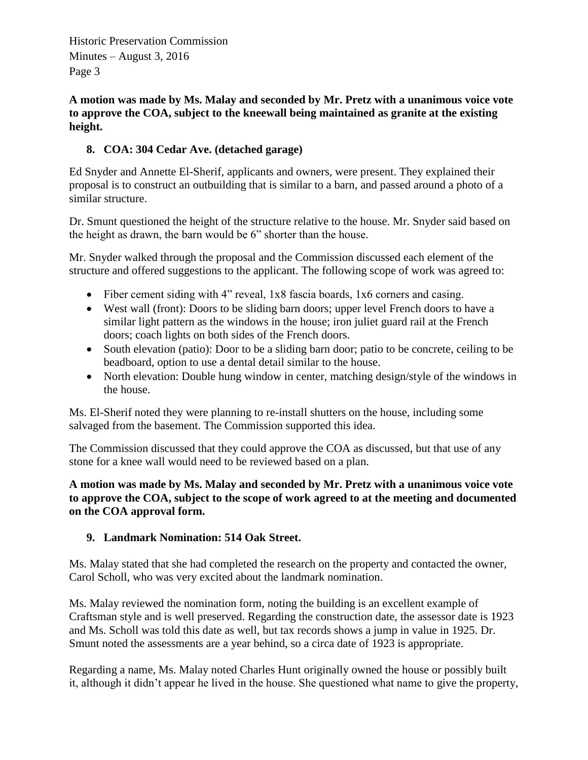**A motion was made by Ms. Malay and seconded by Mr. Pretz with a unanimous voice vote to approve the COA, subject to the kneewall being maintained as granite at the existing height.**

## 8. COA: 304 Cedar Ave. (detached garage)

Ed Snyder and Annette El-Sherif, applicants and owners, were present. They explained their proposal is to construct an outbuilding that is similar to a barn, and passed around a photo of a similar structure.

Dr. Smunt questioned the height of the structure relative to the house. Mr. Snyder said based on the height as drawn, the barn would be 6" shorter than the house.

Mr. Snyder walked through the proposal and the Commission discussed each element of the structure and offered suggestions to the applicant. The following scope of work was agreed to:

- Fiber cement siding with 4" reveal, 1x8 fascia boards, 1x6 corners and casing.
- West wall (front): Doors to be sliding barn doors; upper level French doors to have a similar light pattern as the windows in the house; iron juliet guard rail at the French doors; coach lights on both sides of the French doors.
- South elevation (patio): Door to be a sliding barn door; patio to be concrete, ceiling to be beadboard, option to use a dental detail similar to the house.
- North elevation: Double hung window in center, matching design/style of the windows in the house.

Ms. El-Sherif noted they were planning to re-install shutters on the house, including some salvaged from the basement. The Commission supported this idea.

The Commission discussed that they could approve the COA as discussed, but that use of any stone for a knee wall would need to be reviewed based on a plan.

**A motion was made by Ms. Malay and seconded by Mr. Pretz with a unanimous voice vote to approve the COA, subject to the scope of work agreed to at the meeting and documented on the COA approval form.**

## 9. Landmark Nomination: 514 Oak Street.

Ms. Malay stated that she had completed the research on the property and contacted the owner, Carol Scholl, who was very excited about the landmark nomination.

Ms. Malay reviewed the nomination form, noting the building is an excellent example of Craftsman style and is well preserved. Regarding the construction date, the assessor date is 1923 and Ms. Scholl was told this date as well, but tax records shows a jump in value in 1925. Dr. Smunt noted the assessments are a year behind, so a circa date of 1923 is appropriate.

Regarding a name, Ms. Malay noted Charles Hunt originally owned the house or possibly built it, although it didn't appear he lived in the house. She questioned what name to give the property,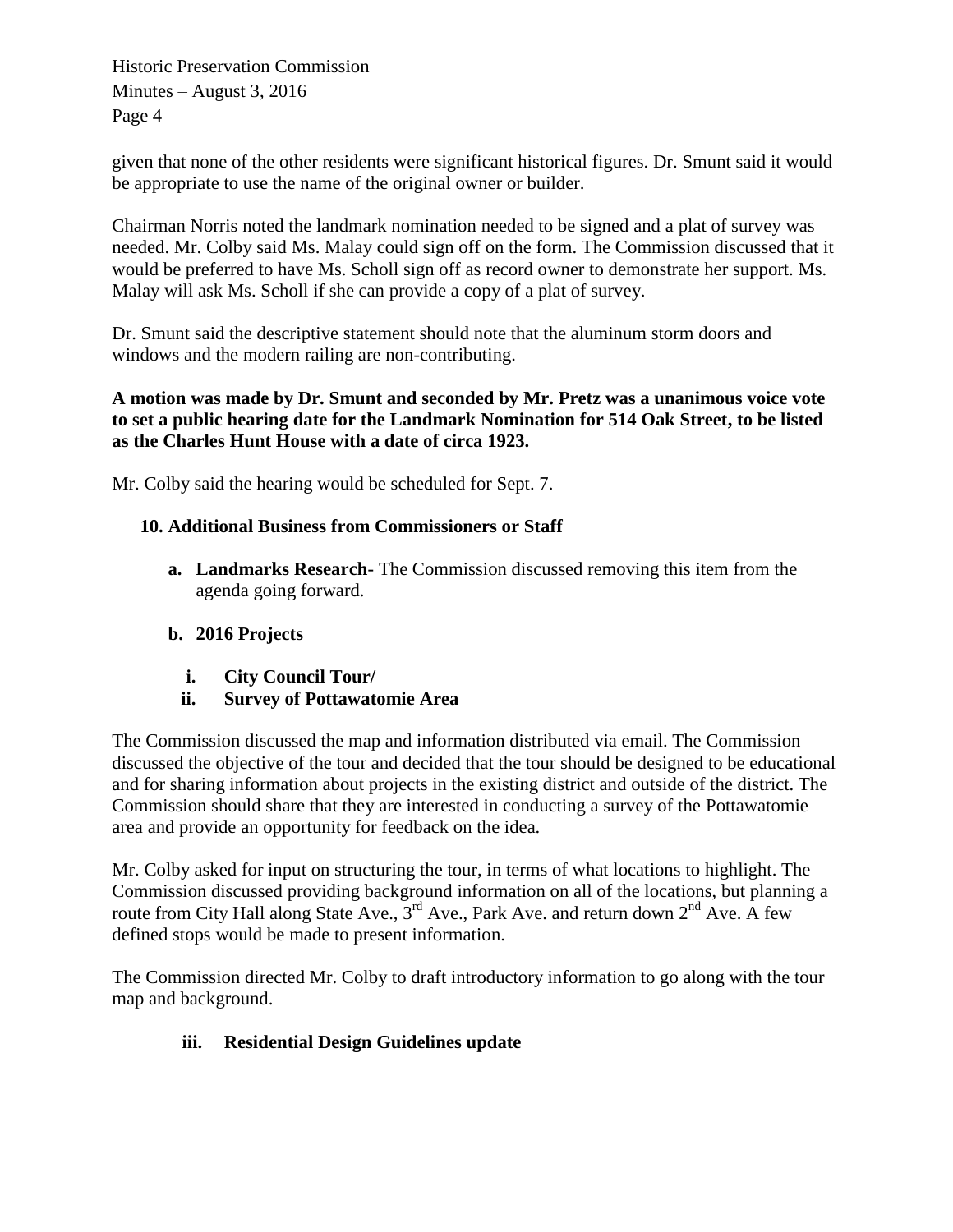given that none of the other residents were significant historical figures. Dr. Smunt said it would be appropriate to use the name of the original owner or builder.

Chairman Norris noted the landmark nomination needed to be signed and a plat of survey was needed. Mr. Colby said Ms. Malay could sign off on the form. The Commission discussed that it would be preferred to have Ms. Scholl sign off as record owner to demonstrate her support. Ms. Malay will ask Ms. Scholl if she can provide a copy of a plat of survey.

Dr. Smunt said the descriptive statement should note that the aluminum storm doors and windows and the modern railing are non-contributing.

**A motion was made by Dr. Smunt and seconded by Mr. Pretz was a unanimous voice vote to set a public hearing date for the Landmark Nomination for 514 Oak Street, to be listed as the Charles Hunt House with a date of circa 1923.**

Mr. Colby said the hearing would be scheduled for Sept. 7.

**10. Additional Business from Commissioners or Staff**

- **a. Landmarks Research-** The Commission discussed removing this item from the agenda going forward.

- **b. 2016 Projects**

  - **i. City Council Tour/**
  - **ii. Survey of Pottawatomie Area**

The Commission discussed the map and information distributed via email. The Commission discussed the objective of the tour and decided that the tour should be designed to be educational and for sharing information about projects in the existing district and outside of the district. The Commission should share that they are interested in conducting a survey of the Pottawatomie area and provide an opportunity for feedback on the idea.

Mr. Colby asked for input on structuring the tour, in terms of what locations to highlight. The Commission discussed providing background information on all of the locations, but planning a route from City Hall along State Ave., 3rd Ave., Park Ave. and return down 2nd Ave. A few defined stops would be made to present information.

The Commission directed Mr. Colby to draft introductory information to go along with the tour map and background.

  - **iii. Residential Design Guidelines update**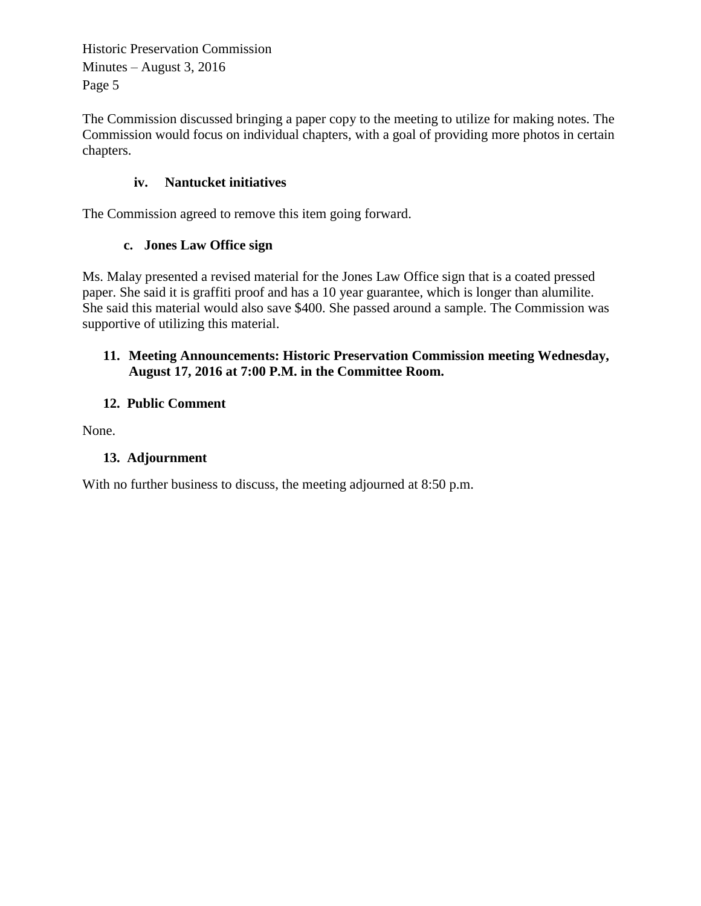The Commission discussed bringing a paper copy to the meeting to utilize for making notes. The Commission would focus on individual chapters, with a goal of providing more photos in certain chapters.

**iv. Nantucket initiatives**

The Commission agreed to remove this item going forward.

**c. Jones Law Office sign**

Ms. Malay presented a revised material for the Jones Law Office sign that is a coated pressed paper. She said it is graffiti proof and has a 10 year guarantee, which is longer than alumilite. She said this material would also save $400. She passed around a sample. The Commission was supportive of utilizing this material.

**11. Meeting Announcements: Historic Preservation Commission meeting Wednesday, August 17, 2016 at 7:00 P.M. in the Committee Room.**

**12. Public Comment**

None.

**13. Adjournment**

With no further business to discuss, the meeting adjourned at 8:50 p.m.